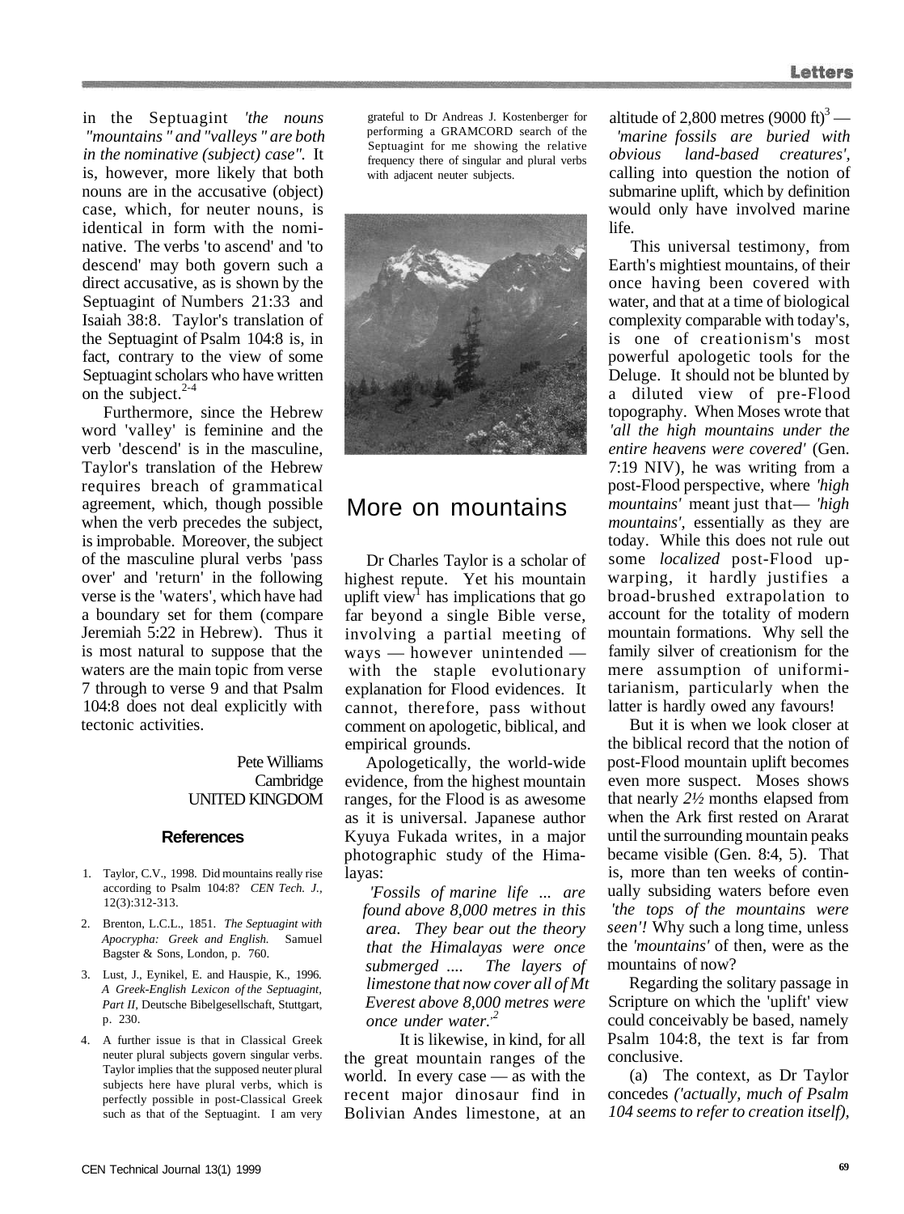in the Septuagint *'the nouns "mountains" and "valleys" are both in the nominative (subject) case".* It is, however, more likely that both nouns are in the accusative (object) case, which, for neuter nouns, is identical in form with the nominative. The verbs 'to ascend' and 'to descend' may both govern such a direct accusative, as is shown by the Septuagint of Numbers 21:33 and Isaiah 38:8. Taylor's translation of the Septuagint of Psalm 104:8 is, in fact, contrary to the view of some Septuagint scholars who have written on the subject.[2-4]

Furthermore, since the Hebrew word 'valley' is feminine and the verb 'descend' is in the masculine, Taylor's translation of the Hebrew requires breach of grammatical agreement, which, though possible when the verb precedes the subject, is improbable. Moreover, the subject of the masculine plural verbs 'pass over' and 'return' in the following verse is the 'waters', which have had a boundary set for them (compare Jeremiah 5:22 in Hebrew). Thus it is most natural to suppose that the waters are the main topic from verse 7 through to verse 9 and that Psalm 104:8 does not deal explicitly with tectonic activities.

Pete Williams
Cambridge
UNITED KINGDOM

### References

1. Taylor, C.V., 1998. Did mountains really rise according to Psalm 104:8? *CEN Tech. J.,* 12(3):312-313.
2. Brenton, L.C.L., 1851. *The Septuagint with Apocrypha: Greek and English.* Samuel Bagster & Sons, London, p. 760.
3. Lust, J., Eynikel, E. and Hauspie, K., 1996. *A Greek-English Lexicon of the Septuagint, Part II,* Deutsche Bibelgesellschaft, Stuttgart, p. 230.
4. A further issue is that in Classical Greek neuter plural subjects govern singular verbs. Taylor implies that the supposed neuter plural subjects here have plural verbs, which is perfectly possible in post-Classical Greek such as that of the Septuagint. I am very grateful to Dr Andreas J. Kostenberger for performing a GRAMCORD search of the Septuagint for me showing the relative frequency there of singular and plural verbs with adjacent neuter subjects.

## More on mountains

Dr Charles Taylor is a scholar of highest repute. Yet his mountain uplift view[1] has implications that go far beyond a single Bible verse, involving a partial meeting of ways — however unintended — with the staple evolutionary explanation for Flood evidences. It cannot, therefore, pass without comment on apologetic, biblical, and empirical grounds.

Apologetically, the world-wide evidence, from the highest mountain ranges, for the Flood is as awesome as it is universal. Japanese author Kyuya Fukada writes, in a major photographic study of the Himalayas:

> *'Fossils of marine life ... are found above 8,000 metres in this area. They bear out the theory that the Himalayas were once submerged .... The layers of limestone that now cover all of Mt Everest above 8,000 metres were once under water.'*[2]

It is likewise, in kind, for all the great mountain ranges of the world. In every case — as with the recent major dinosaur find in Bolivian Andes limestone, at an altitude of 2,800 metres (9000 ft)[3] — *'marine fossils are buried with obvious land-based creatures',* calling into question the notion of submarine uplift, which by definition would only have involved marine life.

This universal testimony, from Earth's mightiest mountains, of their once having been covered with water, and that at a time of biological complexity comparable with today's, is one of creationism's most powerful apologetic tools for the Deluge. It should not be blunted by a diluted view of pre-Flood topography. When Moses wrote that *'all the high mountains under the entire heavens were covered'* (Gen. 7:19 NIV), he was writing from a post-Flood perspective, where *'high mountains'* meant just that— *'high mountains',* essentially as they are today. While this does not rule out some *localized* post-Flood upwarping, it hardly justifies a broad-brushed extrapolation to account for the totality of modern mountain formations. Why sell the family silver of creationism for the mere assumption of uniformitarianism, particularly when the latter is hardly owed any favours!

But it is when we look closer at the biblical record that the notion of post-Flood mountain uplift becomes even more suspect. Moses shows that nearly *2½* months elapsed from when the Ark first rested on Ararat until the surrounding mountain peaks became visible (Gen. 8:4, 5). That is, more than ten weeks of continually subsiding waters before even *'the tops of the mountains were seen'!* Why such a long time, unless the *'mountains'* of then, were as the mountains of now?

Regarding the solitary passage in Scripture on which the 'uplift' view could conceivably be based, namely Psalm 104:8, the text is far from conclusive.

(a) The context, as Dr Taylor concedes *('actually, much of Psalm 104 seems to refer to creation itself),*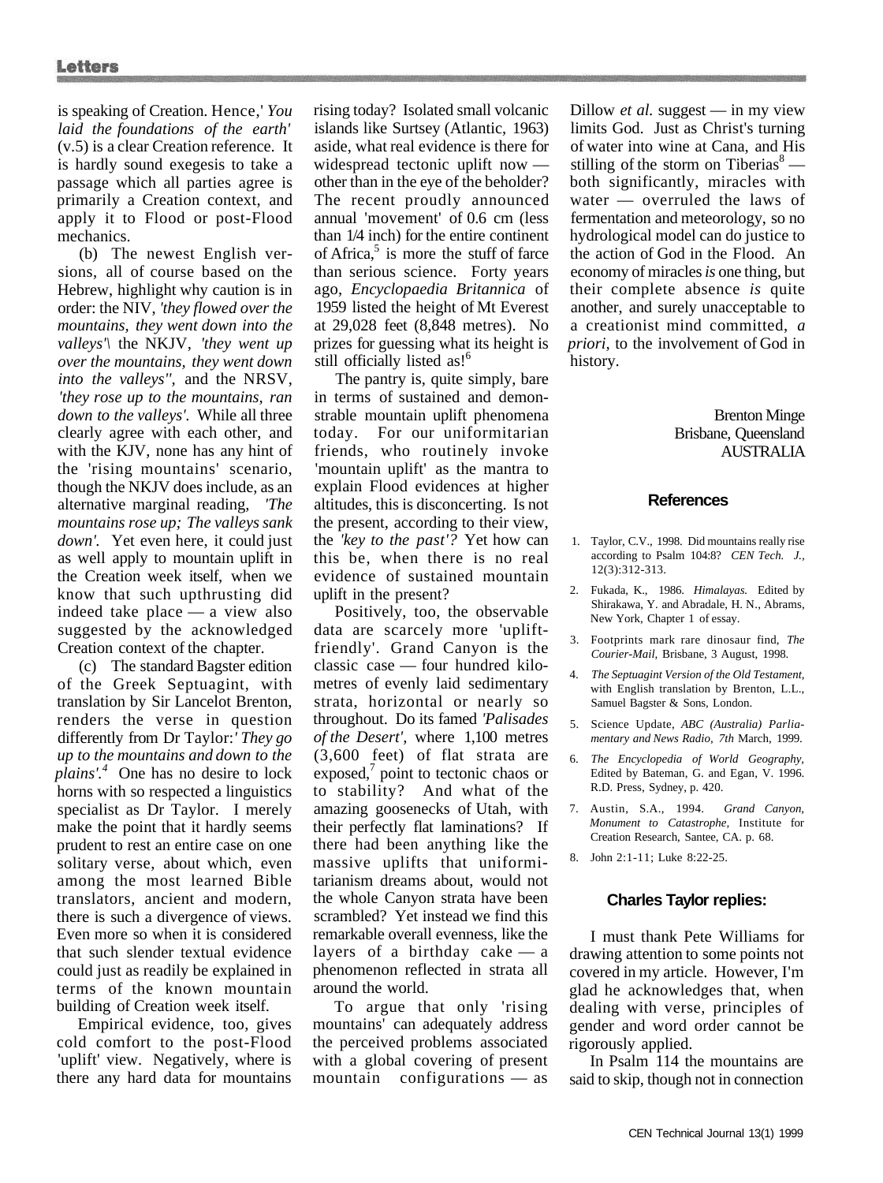is speaking of Creation. Hence,' *You laid the foundations of the earth'* (v.5) is a clear Creation reference. It is hardly sound exegesis to take a passage which all parties agree is primarily a Creation context, and apply it to Flood or post-Flood mechanics.

(b) The newest English versions, all of course based on the Hebrew, highlight why caution is in order: the NIV, *'they flowed over the mountains, they went down into the valleys'*\ the NKJV, *'they went up over the mountains, they went down into the valleys''*, and the NRSV, *'they rose up to the mountains, ran down to the valleys'.* While all three clearly agree with each other, and with the KJV, none has any hint of the 'rising mountains' scenario, though the NKJV does include, as an alternative marginal reading, *'The mountains rose up; The valleys sank down'.* Yet even here, it could just as well apply to mountain uplift in the Creation week itself, when we know that such upthrusting did indeed take place — a view also suggested by the acknowledged Creation context of the chapter.

(c) The standard Bagster edition of the Greek Septuagint, with translation by Sir Lancelot Brenton, renders the verse in question differently from Dr Taylor:*' They go up to the mountains and down to the plains'.*[4] One has no desire to lock horns with so respected a linguistics specialist as Dr Taylor. I merely make the point that it hardly seems prudent to rest an entire case on one solitary verse, about which, even among the most learned Bible translators, ancient and modern, there is such a divergence of views. Even more so when it is considered that such slender textual evidence could just as readily be explained in terms of the known mountain building of Creation week itself.

Empirical evidence, too, gives cold comfort to the post-Flood 'uplift' view. Negatively, where is there any hard data for mountains rising today? Isolated small volcanic islands like Surtsey (Atlantic, 1963) aside, what real evidence is there for widespread tectonic uplift now — other than in the eye of the beholder? The recent proudly announced annual 'movement' of 0.6 cm (less than 1/4 inch) for the entire continent of Africa,[5] is more the stuff of farce than serious science. Forty years ago, *Encyclopaedia Britannica* of 1959 listed the height of Mt Everest at 29,028 feet (8,848 metres). No prizes for guessing what its height is still officially listed as![6]

The pantry is, quite simply, bare in terms of sustained and demonstrable mountain uplift phenomena today. For our uniformitarian friends, who routinely invoke 'mountain uplift' as the mantra to explain Flood evidences at higher altitudes, this is disconcerting. Is not the present, according to their view, the *'key to the past'?* Yet how can this be, when there is no real evidence of sustained mountain uplift in the present?

Positively, too, the observable data are scarcely more 'uplift-friendly'. Grand Canyon is the classic case — four hundred kilometres of evenly laid sedimentary strata, horizontal or nearly so throughout. Do its famed *'Palisades of the Desert',* where 1,100 metres (3,600 feet) of flat strata are exposed,[7] point to tectonic chaos or to stability? And what of the amazing goosenecks of Utah, with their perfectly flat laminations? If there had been anything like the massive uplifts that uniformitarianism dreams about, would not the whole Canyon strata have been scrambled? Yet instead we find this remarkable overall evenness, like the layers of a birthday cake — a phenomenon reflected in strata all around the world.

To argue that only 'rising mountains' can adequately address the perceived problems associated with a global covering of present mountain configurations — as Dillow *et al.* suggest — in my view limits God. Just as Christ's turning of water into wine at Cana, and His stilling of the storm on Tiberias[8] — both significantly, miracles with water — overruled the laws of fermentation and meteorology, so no hydrological model can do justice to the action of God in the Flood. An economy of miracles *is* one thing, but their complete absence *is* quite another, and surely unacceptable to a creationist mind committed, *a priori*, to the involvement of God in history.

Brenton Minge
Brisbane, Queensland
AUSTRALIA

### References

1. Taylor, C.V., 1998. Did mountains really rise according to Psalm 104:8? *CEN Tech. J.,* 12(3):312-313.
2. Fukada, K., 1986. *Himalayas.* Edited by Shirakawa, Y. and Abradale, H. N., Abrams, New York, Chapter 1 of essay.
3. Footprints mark rare dinosaur find, *The Courier-Mail,* Brisbane, 3 August, 1998.
4. *The Septuagint Version of the Old Testament,* with English translation by Brenton, L.L., Samuel Bagster & Sons, London.
5. Science Update, *ABC (Australia) Parliamentary and News Radio, 7th* March, 1999.
6. *The Encyclopedia of World Geography,* Edited by Bateman, G. and Egan, V. 1996. R.D. Press, Sydney, p. 420.
7. Austin, S.A., 1994. *Grand Canyon, Monument to Catastrophe,* Institute for Creation Research, Santee, CA. p. 68.
8. John 2:1-11; Luke 8:22-25.

### Charles Taylor replies:

I must thank Pete Williams for drawing attention to some points not covered in my article. However, I'm glad he acknowledges that, when dealing with verse, principles of gender and word order cannot be rigorously applied.

In Psalm 114 the mountains are said to skip, though not in connection